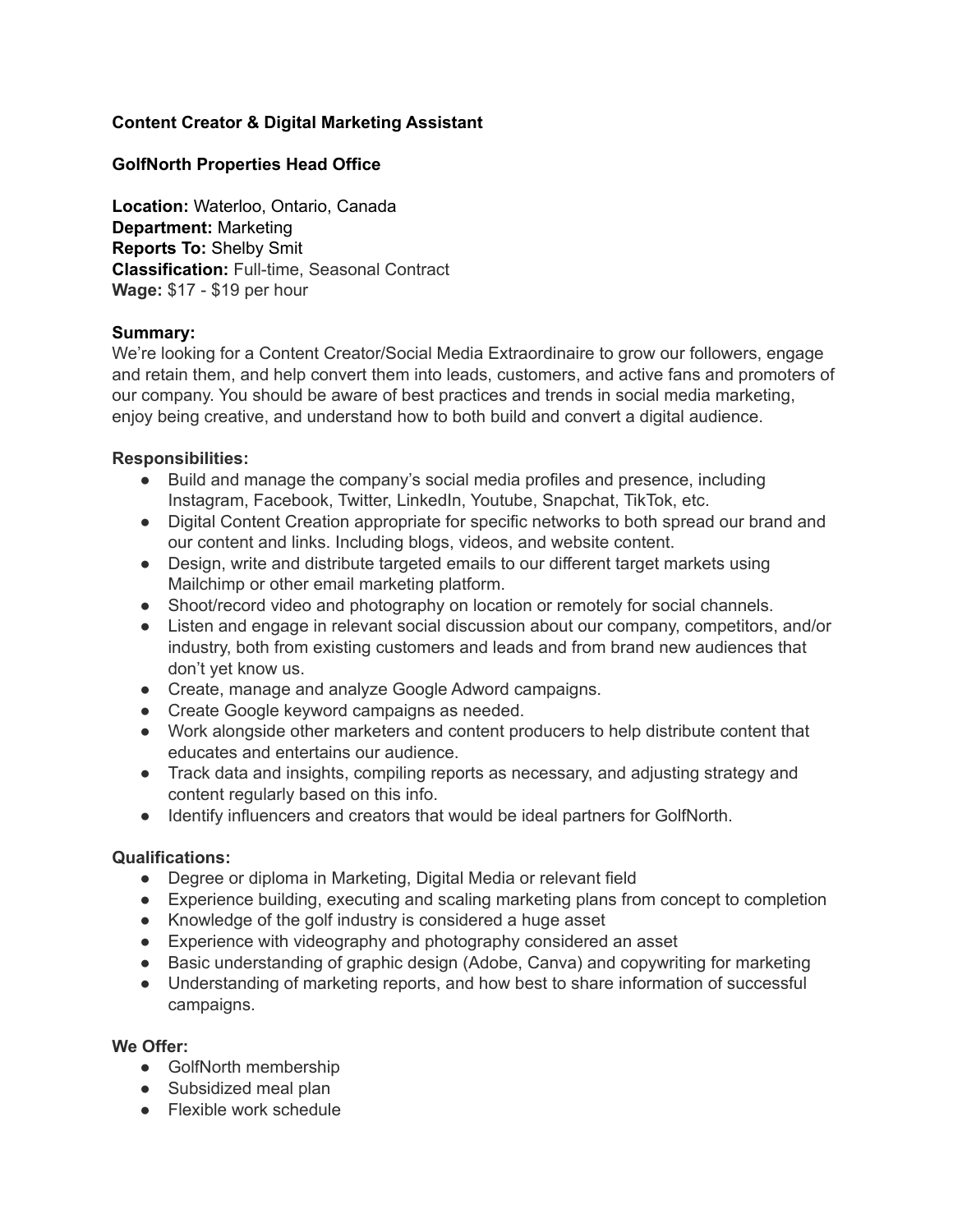**Content Creator & Digital Marketing Assistant**

**GolfNorth Properties Head Office**

**Location:** Waterloo, Ontario, Canada
**Department:** Marketing
**Reports To:** Shelby Smit
**Classification:** Full-time, Seasonal Contract
**Wage:** $17 - $19 per hour

**Summary:**
We're looking for a Content Creator/Social Media Extraordinaire to grow our followers, engage and retain them, and help convert them into leads, customers, and active fans and promoters of our company. You should be aware of best practices and trends in social media marketing, enjoy being creative, and understand how to both build and convert a digital audience.

**Responsibilities:**

- Build and manage the company's social media profiles and presence, including Instagram, Facebook, Twitter, LinkedIn, Youtube, Snapchat, TikTok, etc.
- Digital Content Creation appropriate for specific networks to both spread our brand and our content and links. Including blogs, videos, and website content.
- Design, write and distribute targeted emails to our different target markets using Mailchimp or other email marketing platform.
- Shoot/record video and photography on location or remotely for social channels.
- Listen and engage in relevant social discussion about our company, competitors, and/or industry, both from existing customers and leads and from brand new audiences that don't yet know us.
- Create, manage and analyze Google Adword campaigns.
- Create Google keyword campaigns as needed.
- Work alongside other marketers and content producers to help distribute content that educates and entertains our audience.
- Track data and insights, compiling reports as necessary, and adjusting strategy and content regularly based on this info.
- Identify influencers and creators that would be ideal partners for GolfNorth.

**Qualifications:**

- Degree or diploma in Marketing, Digital Media or relevant field
- Experience building, executing and scaling marketing plans from concept to completion
- Knowledge of the golf industry is considered a huge asset
- Experience with videography and photography considered an asset
- Basic understanding of graphic design (Adobe, Canva) and copywriting for marketing
- Understanding of marketing reports, and how best to share information of successful campaigns.

**We Offer:**

- GolfNorth membership
- Subsidized meal plan
- Flexible work schedule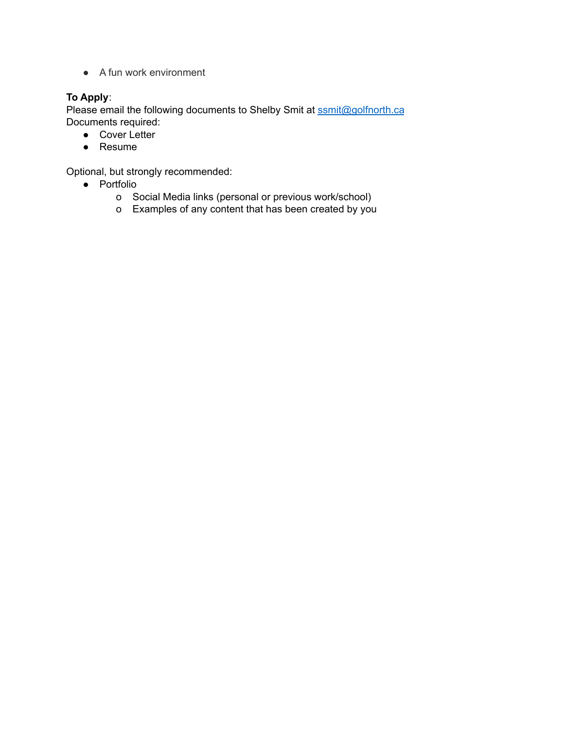- A fun work environment

**To Apply**:
Please email the following documents to Shelby Smit at ssmit@golfnorth.ca
Documents required:

- Cover Letter
- Resume

Optional, but strongly recommended:

- Portfolio
    - Social Media links (personal or previous work/school)
    - Examples of any content that has been created by you